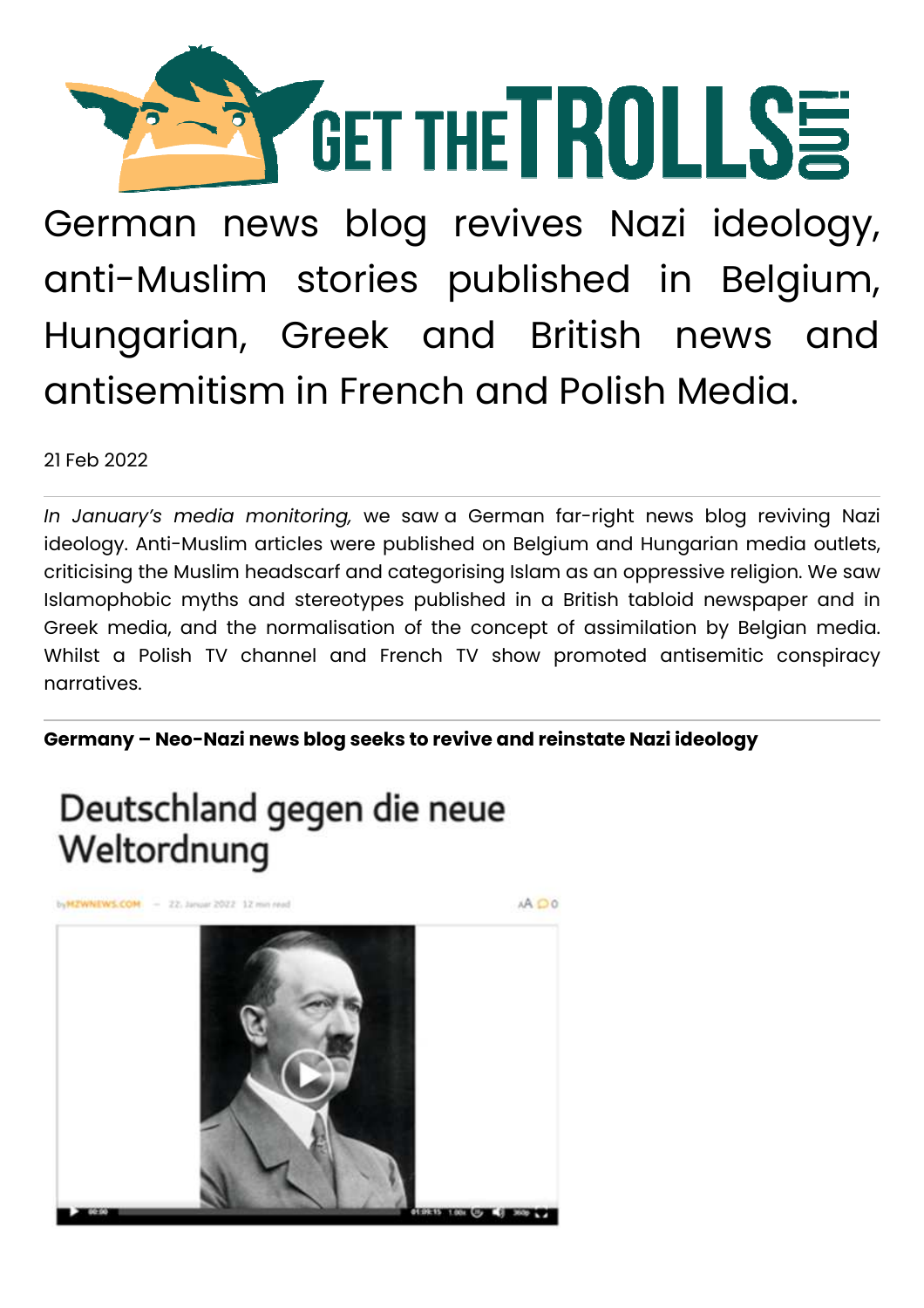# German news blog revives Nazi ideology, anti-Muslim stories published in Belgium, Hungarian, Greek and British news and antisemitism in French and Polish Media.

21 Feb 2022

*In January's media monitoring,* we saw a German far-right news blog reviving Nazi ideology. Anti-Muslim articles were published on Belgium and Hungarian media outlets, criticising the Muslim headscarf and categorising Islam as an oppressive religion. We saw Islamophobic myths and stereotypes published in a British tabloid newspaper and in Greek media, and the normalisation of the concept of assimilation by Belgian media. Whilst a Polish TV channel and French TV show promoted antisemitic conspiracy narratives.

**Germany – Neo-Nazi news blog seeks to revive and reinstate Nazi ideology**

Deutschland gegen die neue Weltordnung

by MZWNEWS.COM – 22. Januar 2022 12 min read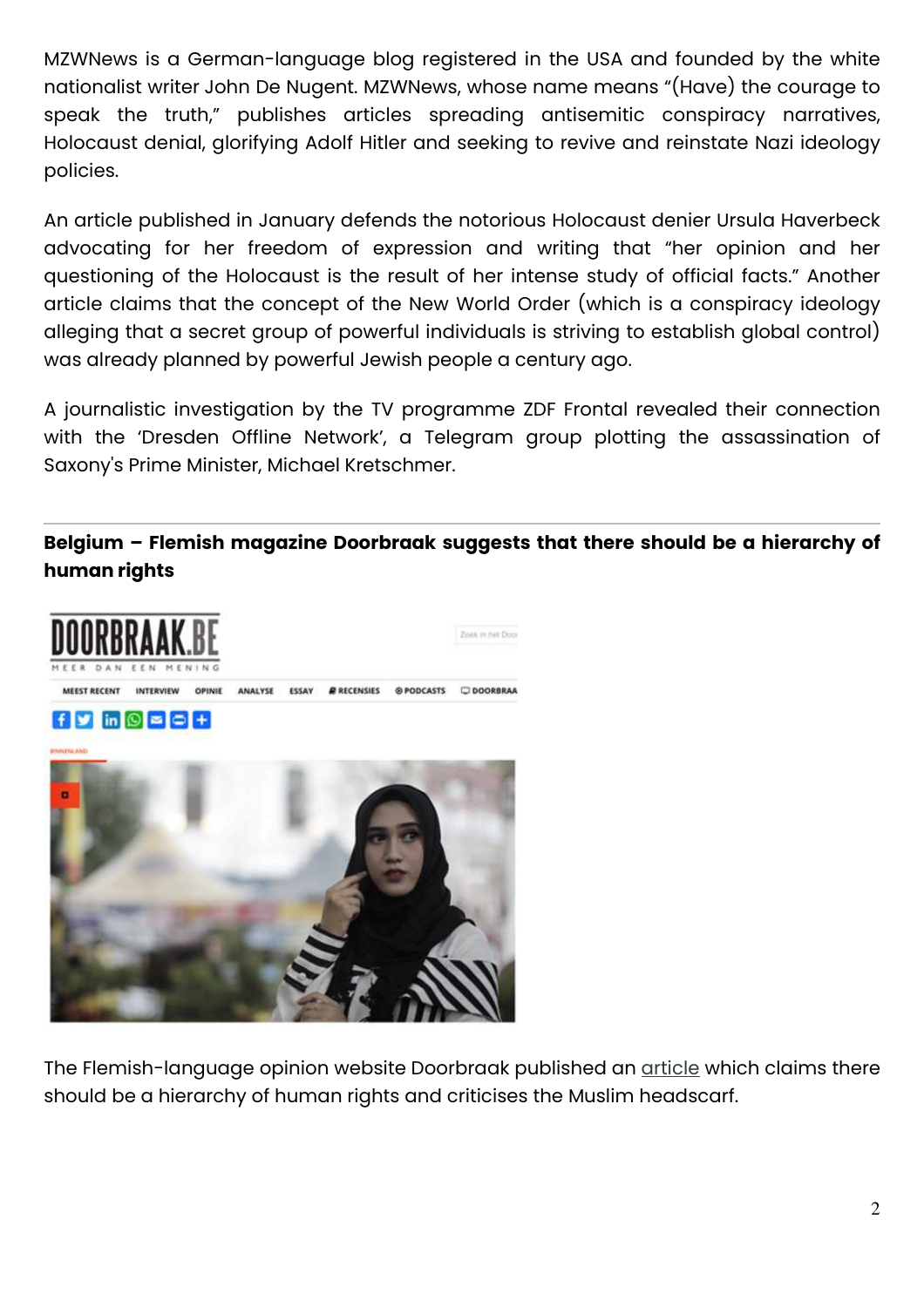MZWNews is a German-language blog registered in the USA and founded by the white nationalist writer John De Nugent. MZWNews, whose name means "(Have) the courage to speak the truth," publishes articles spreading antisemitic conspiracy narratives, Holocaust denial, glorifying Adolf Hitler and seeking to revive and reinstate Nazi ideology policies.

An article published in January defends the notorious Holocaust denier Ursula Haverbeck advocating for her freedom of expression and writing that "her opinion and her questioning of the Holocaust is the result of her intense study of official facts." Another article claims that the concept of the New World Order (which is a conspiracy ideology alleging that a secret group of powerful individuals is striving to establish global control) was already planned by powerful Jewish people a century ago.

A journalistic investigation by the TV programme ZDF Frontal revealed their connection with the 'Dresden Offline Network', a Telegram group plotting the assassination of Saxony's Prime Minister, Michael Kretschmer.

---

**Belgium – Flemish magazine Doorbraak suggests that there should be a hierarchy of human rights**

The Flemish-language opinion website Doorbraak published an article which claims there should be a hierarchy of human rights and criticises the Muslim headscarf.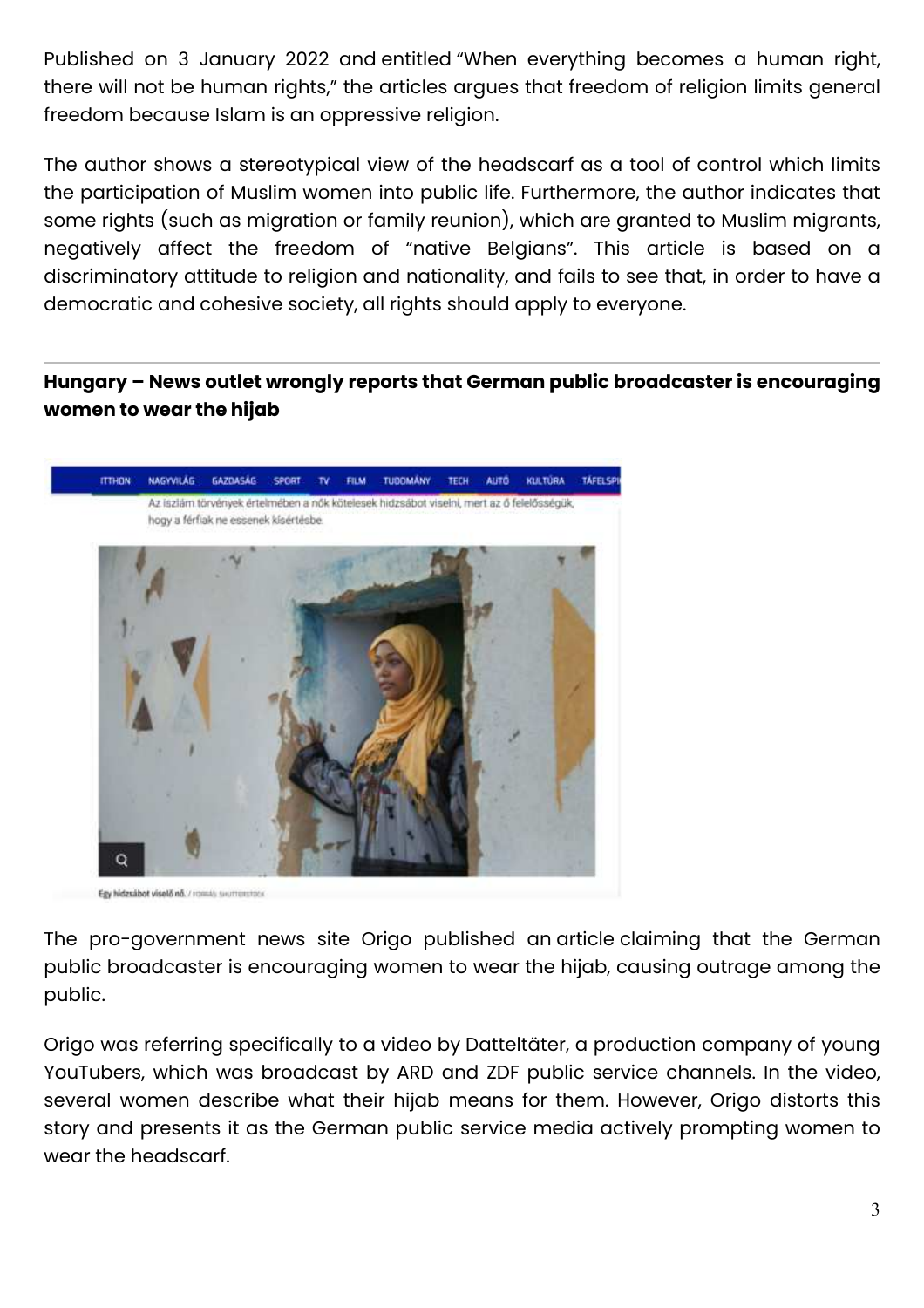Published on 3 January 2022 and entitled "When everything becomes a human right, there will not be human rights," the articles argues that freedom of religion limits general freedom because Islam is an oppressive religion.

The author shows a stereotypical view of the headscarf as a tool of control which limits the participation of Muslim women into public life. Furthermore, the author indicates that some rights (such as migration or family reunion), which are granted to Muslim migrants, negatively affect the freedom of "native Belgians". This article is based on a discriminatory attitude to religion and nationality, and fails to see that, in order to have a democratic and cohesive society, all rights should apply to everyone.

---

**Hungary – News outlet wrongly reports that German public broadcaster is encouraging women to wear the hijab**

The pro-government news site Origo published an article claiming that the German public broadcaster is encouraging women to wear the hijab, causing outrage among the public.

Origo was referring specifically to a video by Datteltäter, a production company of young YouTubers, which was broadcast by ARD and ZDF public service channels. In the video, several women describe what their hijab means for them. However, Origo distorts this story and presents it as the German public service media actively prompting women to wear the headscarf.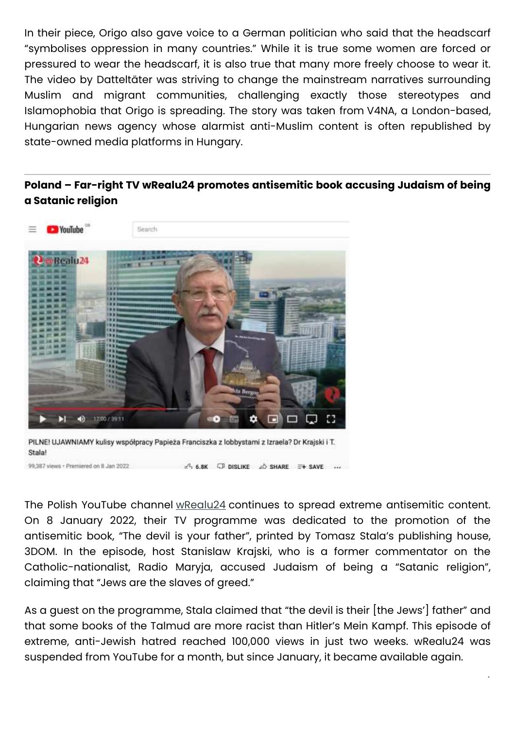In their piece, Origo also gave voice to a German politician who said that the headscarf "symbolises oppression in many countries." While it is true some women are forced or pressured to wear the headscarf, it is also true that many more freely choose to wear it. The video by Datteltäter was striving to change the mainstream narratives surrounding Muslim and migrant communities, challenging exactly those stereotypes and Islamophobia that Origo is spreading. The story was taken from V4NA, a London-based, Hungarian news agency whose alarmist anti-Muslim content is often republished by state-owned media platforms in Hungary.

---

**Poland – Far-right TV wRealu24 promotes antisemitic book accusing Judaism of being a Satanic religion**

PILNE! UJAWNIAMY kulisy współpracy Papieża Franciszka z lobbystami z Izraela? Dr Krajski i T. Stala!

99,387 views • Premiered on 8 Jan 2022

The Polish YouTube channel wRealu24 continues to spread extreme antisemitic content. On 8 January 2022, their TV programme was dedicated to the promotion of the antisemitic book, "The devil is your father", printed by Tomasz Stala's publishing house, 3DOM. In the episode, host Stanislaw Krajski, who is a former commentator on the Catholic-nationalist, Radio Maryja, accused Judaism of being a "Satanic religion", claiming that "Jews are the slaves of greed."

As a guest on the programme, Stala claimed that "the devil is their [the Jews'] father" and that some books of the Talmud are more racist than Hitler's Mein Kampf. This episode of extreme, anti-Jewish hatred reached 100,000 views in just two weeks. wRealu24 was suspended from YouTube for a month, but since January, it became available again.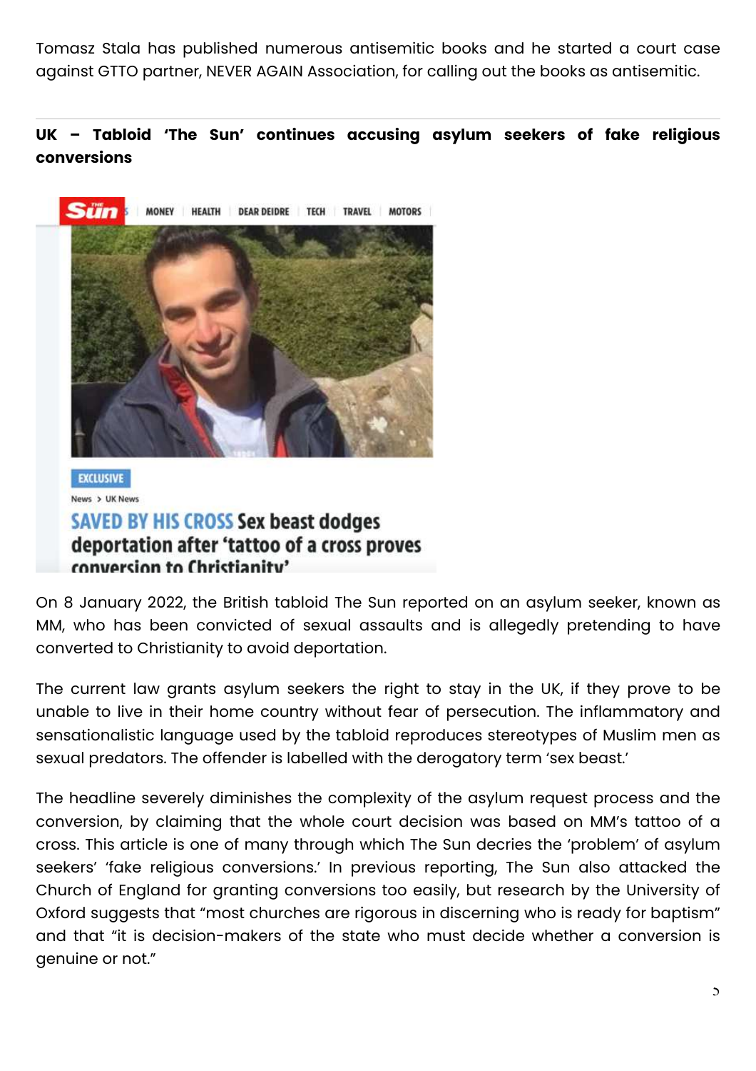Tomasz Stala has published numerous antisemitic books and he started a court case against GTTO partner, NEVER AGAIN Association, for calling out the books as antisemitic.

---

**UK – Tabloid 'The Sun' continues accusing asylum seekers of fake religious conversions**

On 8 January 2022, the British tabloid The Sun reported on an asylum seeker, known as MM, who has been convicted of sexual assaults and is allegedly pretending to have converted to Christianity to avoid deportation.

The current law grants asylum seekers the right to stay in the UK, if they prove to be unable to live in their home country without fear of persecution. The inflammatory and sensationalistic language used by the tabloid reproduces stereotypes of Muslim men as sexual predators. The offender is labelled with the derogatory term 'sex beast.'

The headline severely diminishes the complexity of the asylum request process and the conversion, by claiming that the whole court decision was based on MM's tattoo of a cross. This article is one of many through which The Sun decries the 'problem' of asylum seekers' 'fake religious conversions.' In previous reporting, The Sun also attacked the Church of England for granting conversions too easily, but research by the University of Oxford suggests that "most churches are rigorous in discerning who is ready for baptism" and that "it is decision-makers of the state who must decide whether a conversion is genuine or not."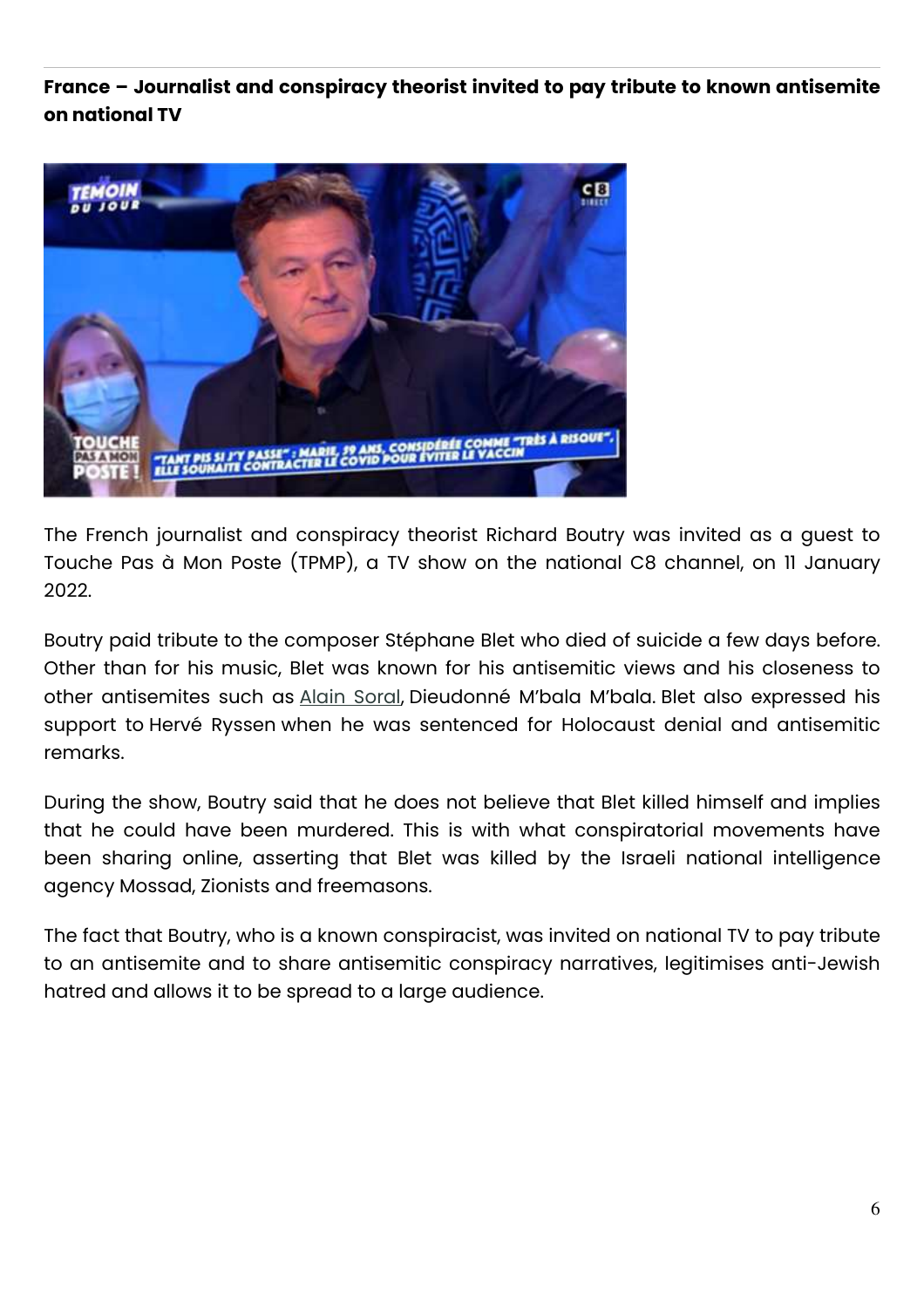**France – Journalist and conspiracy theorist invited to pay tribute to known antisemite on national TV**

The French journalist and conspiracy theorist Richard Boutry was invited as a guest to Touche Pas à Mon Poste (TPMP), a TV show on the national C8 channel, on 11 January 2022.

Boutry paid tribute to the composer Stéphane Blet who died of suicide a few days before. Other than for his music, Blet was known for his antisemitic views and his closeness to other antisemites such as Alain Soral, Dieudonné M'bala M'bala. Blet also expressed his support to Hervé Ryssen when he was sentenced for Holocaust denial and antisemitic remarks.

During the show, Boutry said that he does not believe that Blet killed himself and implies that he could have been murdered. This is with what conspiratorial movements have been sharing online, asserting that Blet was killed by the Israeli national intelligence agency Mossad, Zionists and freemasons.

The fact that Boutry, who is a known conspiracist, was invited on national TV to pay tribute to an antisemite and to share antisemitic conspiracy narratives, legitimises anti-Jewish hatred and allows it to be spread to a large audience.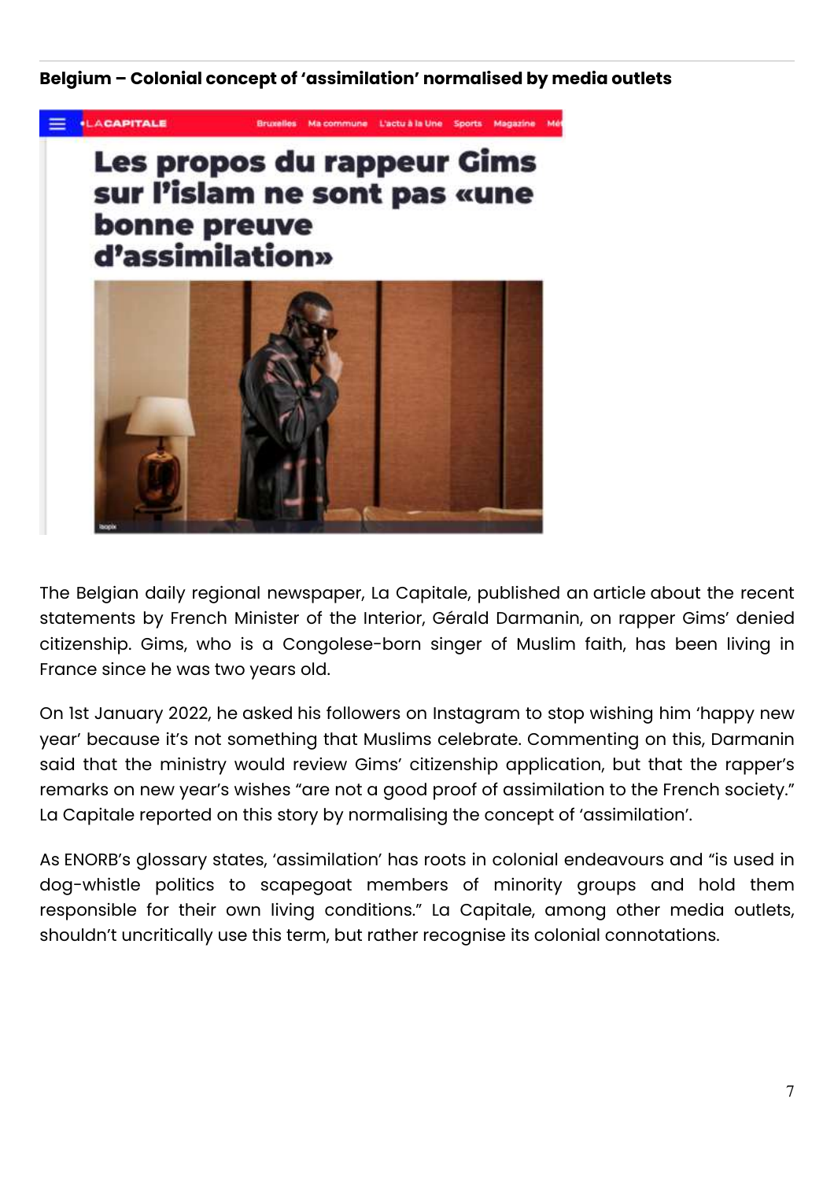**Belgium – Colonial concept of 'assimilation' normalised by media outlets**

The Belgian daily regional newspaper, La Capitale, published an article about the recent statements by French Minister of the Interior, Gérald Darmanin, on rapper Gims' denied citizenship. Gims, who is a Congolese-born singer of Muslim faith, has been living in France since he was two years old.

On 1st January 2022, he asked his followers on Instagram to stop wishing him 'happy new year' because it's not something that Muslims celebrate. Commenting on this, Darmanin said that the ministry would review Gims' citizenship application, but that the rapper's remarks on new year's wishes "are not a good proof of assimilation to the French society." La Capitale reported on this story by normalising the concept of 'assimilation'.

As ENORB's glossary states, 'assimilation' has roots in colonial endeavours and "is used in dog-whistle politics to scapegoat members of minority groups and hold them responsible for their own living conditions." La Capitale, among other media outlets, shouldn't uncritically use this term, but rather recognise its colonial connotations.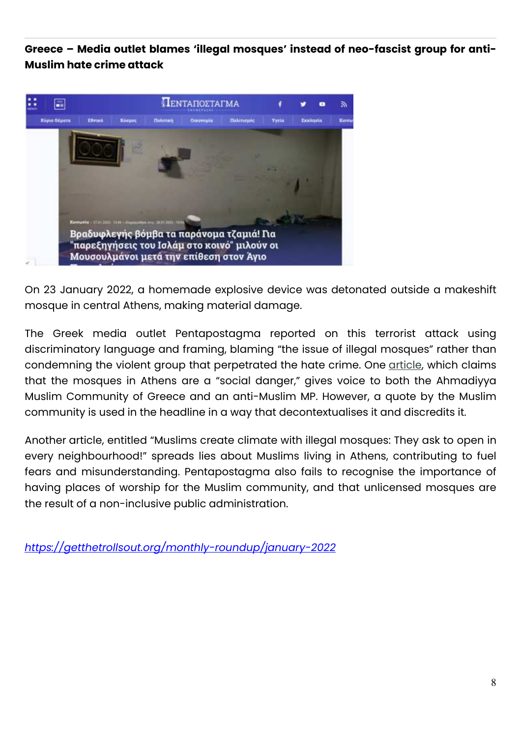**Greece – Media outlet blames 'illegal mosques' instead of neo-fascist group for anti-Muslim hate crime attack**

On 23 January 2022, a homemade explosive device was detonated outside a makeshift mosque in central Athens, making material damage.

The Greek media outlet Pentapostagma reported on this terrorist attack using discriminatory language and framing, blaming "the issue of illegal mosques" rather than condemning the violent group that perpetrated the hate crime. One article, which claims that the mosques in Athens are a "social danger," gives voice to both the Ahmadiyya Muslim Community of Greece and an anti-Muslim MP. However, a quote by the Muslim community is used in the headline in a way that decontextualises it and discredits it.

Another article, entitled "Muslims create climate with illegal mosques: They ask to open in every neighbourhood!" spreads lies about Muslims living in Athens, contributing to fuel fears and misunderstanding. Pentapostagma also fails to recognise the importance of having places of worship for the Muslim community, and that unlicensed mosques are the result of a non-inclusive public administration.

*https://getthetrollsout.org/monthly-roundup/january-2022*